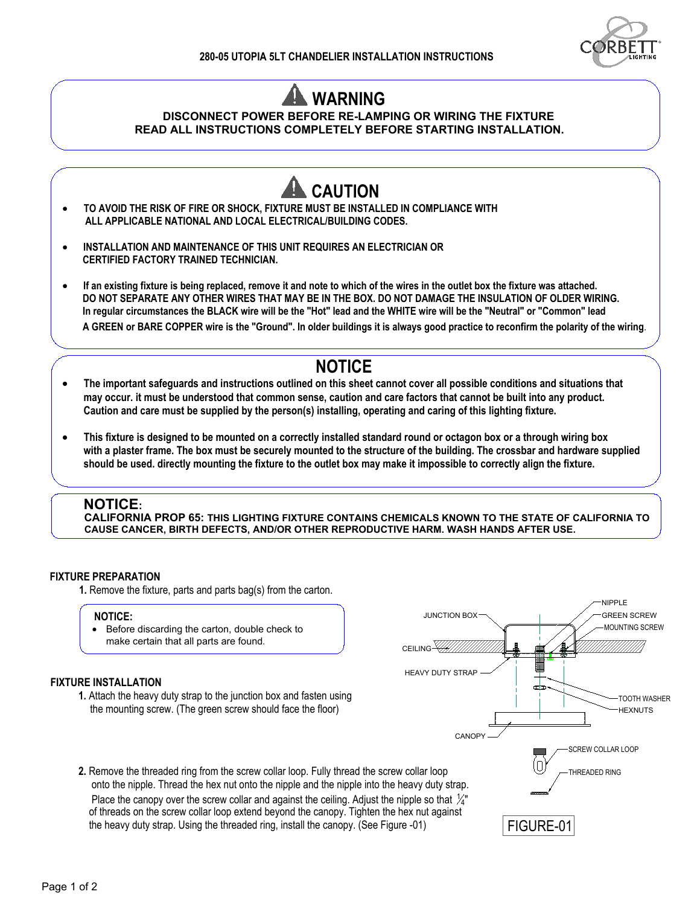# 280-05 UTOPIA 5LT CHANDELIER INSTALLATION INSTRUCTIONS

## ⚠ WARNING

**DISCONNECT POWER BEFORE RE-LAMPING OR WIRING THE FIXTURE**
**READ ALL INSTRUCTIONS COMPLETELY BEFORE STARTING INSTALLATION.**

## ⚠ CAUTION

- **TO AVOID THE RISK OF FIRE OR SHOCK, FIXTURE MUST BE INSTALLED IN COMPLIANCE WITH ALL APPLICABLE NATIONAL AND LOCAL ELECTRICAL/BUILDING CODES.**
- **INSTALLATION AND MAINTENANCE OF THIS UNIT REQUIRES AN ELECTRICIAN OR CERTIFIED FACTORY TRAINED TECHNICIAN.**
- **If an existing fixture is being replaced, remove it and note to which of the wires in the outlet box the fixture was attached. DO NOT SEPARATE ANY OTHER WIRES THAT MAY BE IN THE BOX. DO NOT DAMAGE THE INSULATION OF OLDER WIRING. In regular circumstances the BLACK wire will be the "Hot" lead and the WHITE wire will be the "Neutral" or "Common" lead A GREEN or BARE COPPER wire is the "Ground". In older buildings it is always good practice to reconfirm the polarity of the wiring.**

## NOTICE

- **The important safeguards and instructions outlined on this sheet cannot cover all possible conditions and situations that may occur. it must be understood that common sense, caution and care factors that cannot be built into any product. Caution and care must be supplied by the person(s) installing, operating and caring of this lighting fixture.**
- **This fixture is designed to be mounted on a correctly installed standard round or octagon box or a through wiring box with a plaster frame. The box must be securely mounted to the structure of the building. The crossbar and hardware supplied should be used. directly mounting the fixture to the outlet box may make it impossible to correctly align the fixture.**

**NOTICE:**
**CALIFORNIA PROP 65: THIS LIGHTING FIXTURE CONTAINS CHEMICALS KNOWN TO THE STATE OF CALIFORNIA TO CAUSE CANCER, BIRTH DEFECTS, AND/OR OTHER REPRODUCTIVE HARM. WASH HANDS AFTER USE.**

### FIXTURE PREPARATION

**1.** Remove the fixture, parts and parts bag(s) from the carton.

> **NOTICE:**
> - Before discarding the carton, double check to make certain that all parts are found.

### FIXTURE INSTALLATION

**1.** Attach the heavy duty strap to the junction box and fasten using the mounting screw. (The green screw should face the floor)

**2.** Remove the threaded ring from the screw collar loop. Fully thread the screw collar loop onto the nipple. Thread the hex nut onto the nipple and the nipple into the heavy duty strap. Place the canopy over the screw collar and against the ceiling. Adjust the nipple so that ¼" of threads on the screw collar loop extend beyond the canopy. Tighten the hex nut against the heavy duty strap. Using the threaded ring, install the canopy. (See Figure -01)

JUNCTION BOX, NIPPLE, GREEN SCREW, MOUNTING SCREW, CEILING, HEAVY DUTY STRAP, TOOTH WASHER, HEXNUTS, CANOPY, SCREW COLLAR LOOP, THREADED RING

FIGURE-01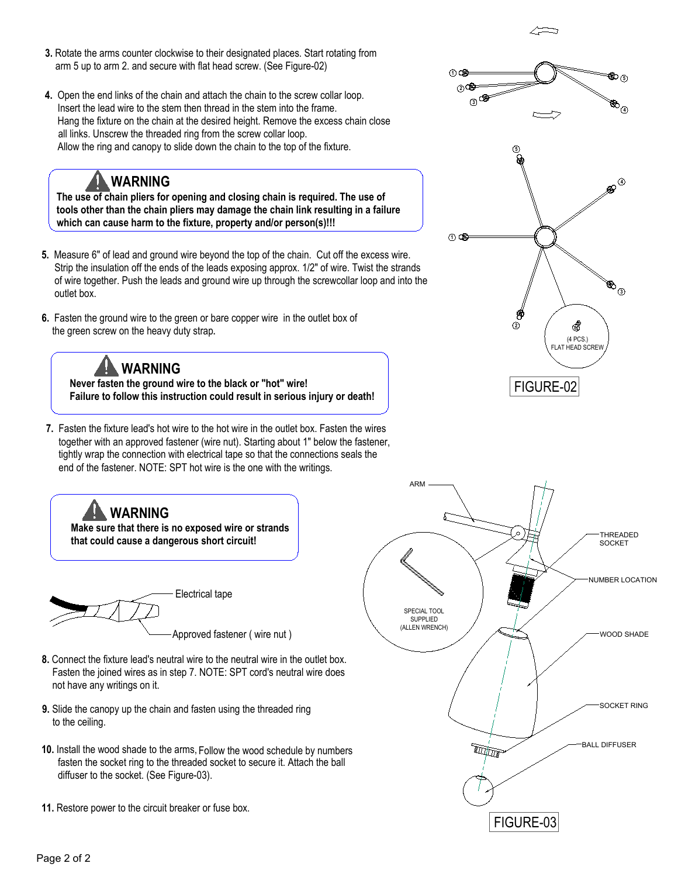3. Rotate the arms counter clockwise to their designated places. Start rotating from arm 5 up to arm 2. and secure with flat head screw. (See Figure-02)

4. Open the end links of the chain and attach the chain to the screw collar loop. Insert the lead wire to the stem then thread in the stem into the frame. Hang the fixture on the chain at the desired height. Remove the excess chain close all links. Unscrew the threaded ring from the screw collar loop. Allow the ring and canopy to slide down the chain to the top of the fixture.

> **WARNING**
> **The use of chain pliers for opening and closing chain is required. The use of tools other than the chain pliers may damage the chain link resulting in a failure which can cause harm to the fixture, property and/or person(s)!!!**

5. Measure 6" of lead and ground wire beyond the top of the chain. Cut off the excess wire. Strip the insulation off the ends of the leads exposing approx. 1/2" of wire. Twist the strands of wire together. Push the leads and ground wire up through the screwcollar loop and into the outlet box.

6. Fasten the ground wire to the green or bare copper wire in the outlet box of the green screw on the heavy duty strap.

> **WARNING**
> **Never fasten the ground wire to the black or "hot" wire!**
> **Failure to follow this instruction could result in serious injury or death!**

7. Fasten the fixture lead's hot wire to the hot wire in the outlet box. Fasten the wires together with an approved fastener (wire nut). Starting about 1" below the fastener, tightly wrap the connection with electrical tape so that the connections seals the end of the fastener. NOTE: SPT hot wire is the one with the writings.

> **WARNING**
> **Make sure that there is no exposed wire or strands that could cause a dangerous short circuit!**

Electrical tape

Approved fastener ( wire nut )

8. Connect the fixture lead's neutral wire to the neutral wire in the outlet box. Fasten the joined wires as in step 7. NOTE: SPT cord's neutral wire does not have any writings on it.

9. Slide the canopy up the chain and fasten using the threaded ring to the ceiling.

10. Install the wood shade to the arms, Follow the wood schedule by numbers fasten the socket ring to the threaded socket to secure it. Attach the ball diffuser to the socket. (See Figure-03).

11. Restore power to the circuit breaker or fuse box.

1 2 3 5 4

5 4 1 3 2

(4 PCS.)
FLAT HEAD SCREW

FIGURE-02

ARM

THREADED SOCKET

NUMBER LOCATION

SPECIAL TOOL SUPPLIED (ALLEN WRENCH)

WOOD SHADE

SOCKET RING

BALL DIFFUSER

FIGURE-03